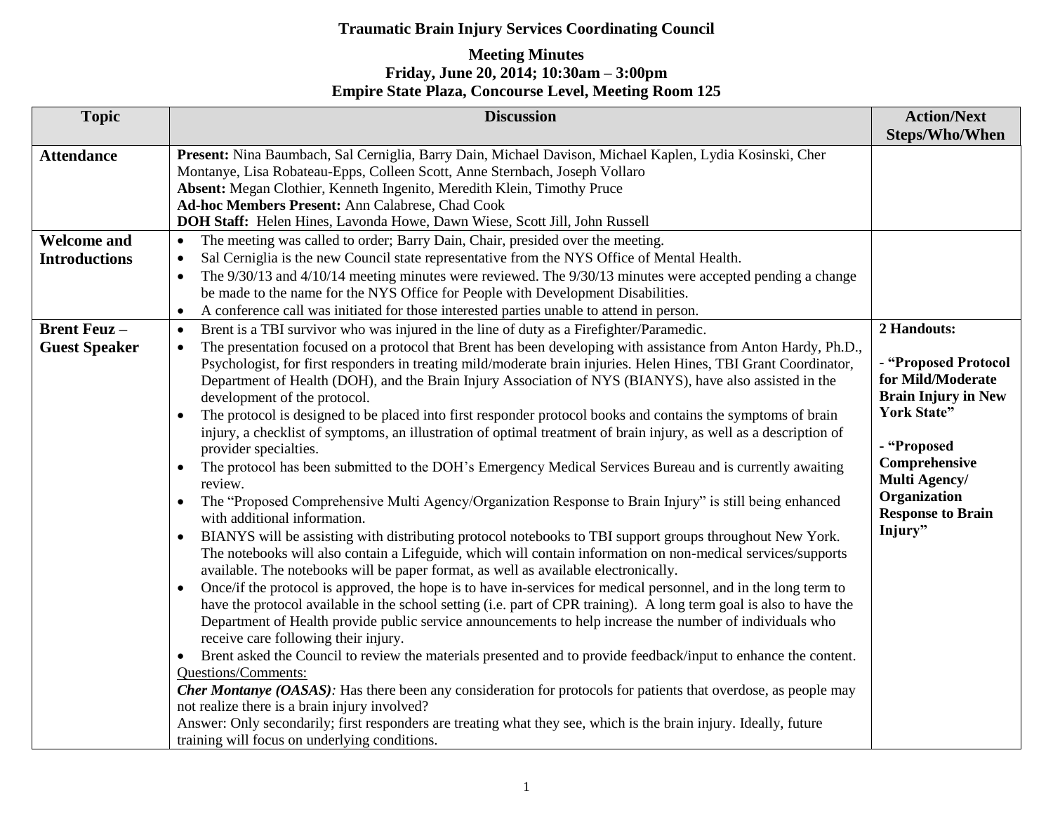# Traumatic Brain Injury Services Coordinating Council

## Meeting Minutes
**Friday, June 20, 2014; 10:30am – 3:00pm**
**Empire State Plaza, Concourse Level, Meeting Room 125**

| Topic | Discussion | Action/Next Steps/Who/When |
|---|---|---|
| **Attendance** | **Present:** Nina Baumbach, Sal Cerniglia, Barry Dain, Michael Davison, Michael Kaplen, Lydia Kosinski, Cher Montanye, Lisa Robateau-Epps, Colleen Scott, Anne Sternbach, Joseph Vollaro<br>**Absent:** Megan Clothier, Kenneth Ingenito, Meredith Klein, Timothy Pruce<br>**Ad-hoc Members Present:** Ann Calabrese, Chad Cook<br>**DOH Staff:** Helen Hines, Lavonda Howe, Dawn Wiese, Scott Jill, John Russell | |
| **Welcome and Introductions** | • The meeting was called to order; Barry Dain, Chair, presided over the meeting.<br>• Sal Cerniglia is the new Council state representative from the NYS Office of Mental Health.<br>• The 9/30/13 and 4/10/14 meeting minutes were reviewed. The 9/30/13 minutes were accepted pending a change be made to the name for the NYS Office for People with Development Disabilities.<br>• A conference call was initiated for those interested parties unable to attend in person. | |
| **Brent Feuz – Guest Speaker** | • Brent is a TBI survivor who was injured in the line of duty as a Firefighter/Paramedic.<br>• The presentation focused on a protocol that Brent has been developing with assistance from Anton Hardy, Ph.D., Psychologist, for first responders in treating mild/moderate brain injuries. Helen Hines, TBI Grant Coordinator, Department of Health (DOH), and the Brain Injury Association of NYS (BIANYS), have also assisted in the development of the protocol.<br>• The protocol is designed to be placed into first responder protocol books and contains the symptoms of brain injury, a checklist of symptoms, an illustration of optimal treatment of brain injury, as well as a description of provider specialties.<br>• The protocol has been submitted to the DOH's Emergency Medical Services Bureau and is currently awaiting review.<br>• The "Proposed Comprehensive Multi Agency/Organization Response to Brain Injury" is still being enhanced with additional information.<br>• BIANYS will be assisting with distributing protocol notebooks to TBI support groups throughout New York. The notebooks will also contain a Lifeguide, which will contain information on non-medical services/supports available. The notebooks will be paper format, as well as available electronically.<br>• Once/if the protocol is approved, the hope is to have in-services for medical personnel, and in the long term to have the protocol available in the school setting (i.e. part of CPR training). A long term goal is also to have the Department of Health provide public service announcements to help increase the number of individuals who receive care following their injury.<br>• Brent asked the Council to review the materials presented and to provide feedback/input to enhance the content.<br>Questions/Comments:<br>***Cher Montanye (OASAS)****:* Has there been any consideration for protocols for patients that overdose, as people may not realize there is a brain injury involved?<br>Answer: Only secondarily; first responders are treating what they see, which is the brain injury. Ideally, future training will focus on underlying conditions. | **2 Handouts:**<br><br>**- "Proposed Protocol for Mild/Moderate Brain Injury in New York State"**<br><br>**- "Proposed Comprehensive Multi Agency/ Organization Response to Brain Injury"** |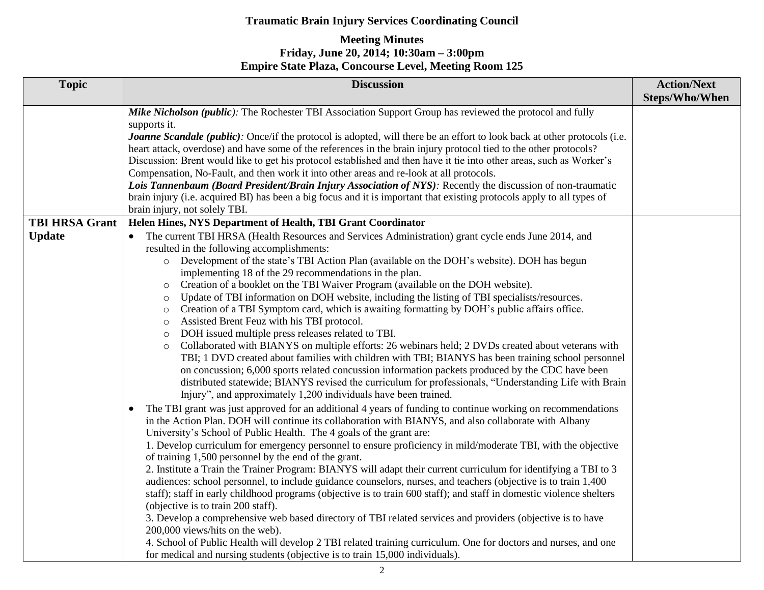# Traumatic Brain Injury Services Coordinating Council

## Meeting Minutes
### Friday, June 20, 2014; 10:30am – 3:00pm
### Empire State Plaza, Concourse Level, Meeting Room 125

| Topic | Discussion | Action/Next Steps/Who/When |
|---|---|---|
| | ***Mike Nicholson (public):*** The Rochester TBI Association Support Group has reviewed the protocol and fully supports it.<br>***Joanne Scandale (public):*** Once/if the protocol is adopted, will there be an effort to look back at other protocols (i.e. heart attack, overdose) and have some of the references in the brain injury protocol tied to the other protocols?<br>Discussion: Brent would like to get his protocol established and then have it tie into other areas, such as Worker's Compensation, No-Fault, and then work it into other areas and re-look at all protocols.<br>***Lois Tannenbaum (Board President/Brain Injury Association of NYS):*** Recently the discussion of non-traumatic brain injury (i.e. acquired BI) has been a big focus and it is important that existing protocols apply to all types of brain injury, not solely TBI. | |
| **TBI HRSA Grant Update** | **Helen Hines, NYS Department of Health, TBI Grant Coordinator**<br>• The current TBI HRSA (Health Resources and Services Administration) grant cycle ends June 2014, and resulted in the following accomplishments:<br>&nbsp;&nbsp;○ Development of the state's TBI Action Plan (available on the DOH's website). DOH has begun implementing 18 of the 29 recommendations in the plan.<br>&nbsp;&nbsp;○ Creation of a booklet on the TBI Waiver Program (available on the DOH website).<br>&nbsp;&nbsp;○ Update of TBI information on DOH website, including the listing of TBI specialists/resources.<br>&nbsp;&nbsp;○ Creation of a TBI Symptom card, which is awaiting formatting by DOH's public affairs office.<br>&nbsp;&nbsp;○ Assisted Brent Feuz with his TBI protocol.<br>&nbsp;&nbsp;○ DOH issued multiple press releases related to TBI.<br>&nbsp;&nbsp;○ Collaborated with BIANYS on multiple efforts: 26 webinars held; 2 DVDs created about veterans with TBI; 1 DVD created about families with children with TBI; BIANYS has been training school personnel on concussion; 6,000 sports related concussion information packets produced by the CDC have been distributed statewide; BIANYS revised the curriculum for professionals, "Understanding Life with Brain Injury", and approximately 1,200 individuals have been trained.<br>• The TBI grant was just approved for an additional 4 years of funding to continue working on recommendations in the Action Plan. DOH will continue its collaboration with BIANYS, and also collaborate with Albany University's School of Public Health. The 4 goals of the grant are:<br>1. Develop curriculum for emergency personnel to ensure proficiency in mild/moderate TBI, with the objective of training 1,500 personnel by the end of the grant.<br>2. Institute a Train the Trainer Program: BIANYS will adapt their current curriculum for identifying a TBI to 3 audiences: school personnel, to include guidance counselors, nurses, and teachers (objective is to train 1,400 staff); staff in early childhood programs (objective is to train 600 staff); and staff in domestic violence shelters (objective is to train 200 staff).<br>3. Develop a comprehensive web based directory of TBI related services and providers (objective is to have 200,000 views/hits on the web).<br>4. School of Public Health will develop 2 TBI related training curriculum. One for doctors and nurses, and one for medical and nursing students (objective is to train 15,000 individuals). | |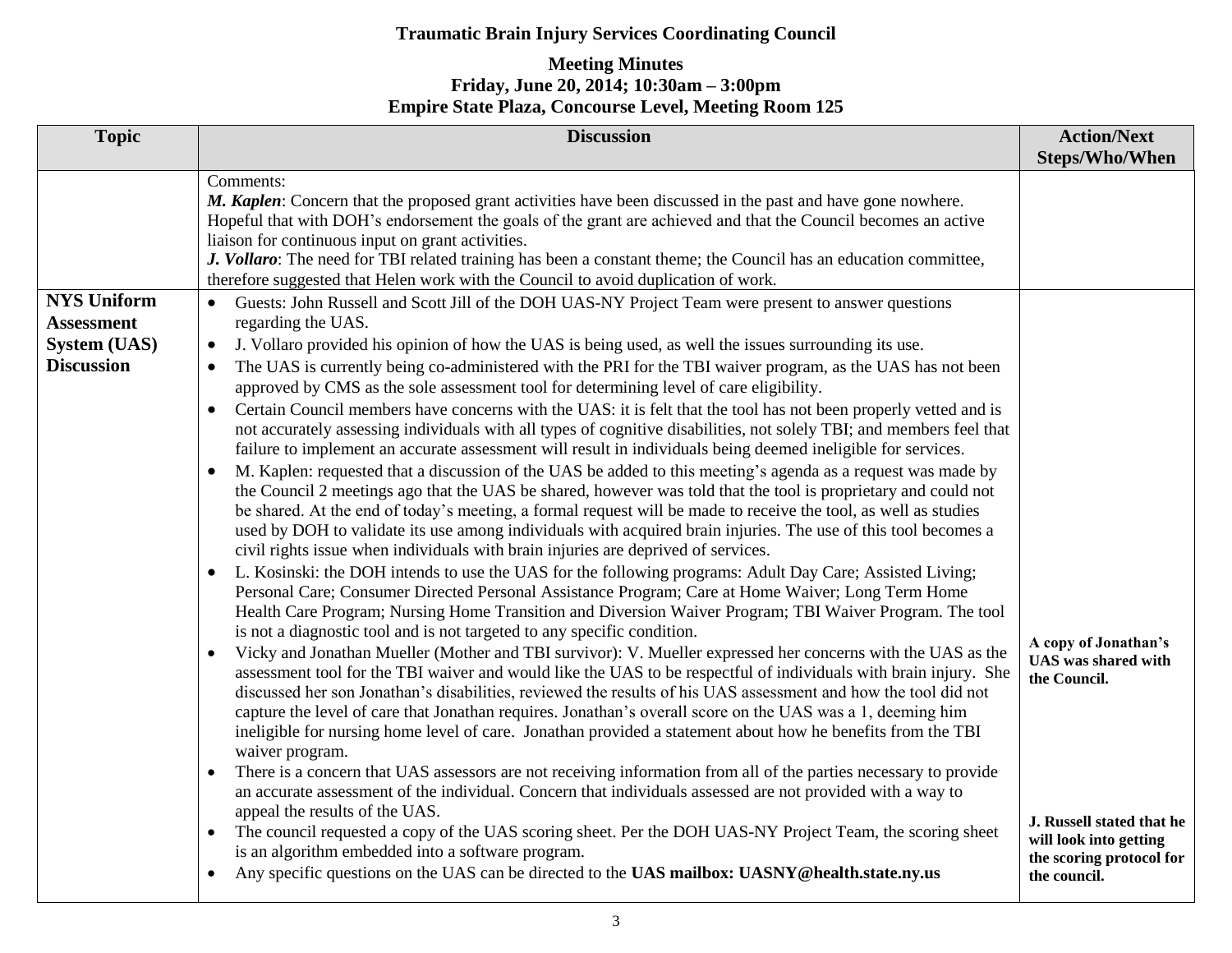# Traumatic Brain Injury Services Coordinating Council

**Meeting Minutes**
**Friday, June 20, 2014; 10:30am – 3:00pm**
**Empire State Plaza, Concourse Level, Meeting Room 125**

| Topic | Discussion | Action/Next Steps/Who/When |
|---|---|---|
| | Comments:<br>***M. Kaplen***: Concern that the proposed grant activities have been discussed in the past and have gone nowhere. Hopeful that with DOH's endorsement the goals of the grant are achieved and that the Council becomes an active liaison for continuous input on grant activities.<br>***J. Vollaro***: The need for TBI related training has been a constant theme; the Council has an education committee, therefore suggested that Helen work with the Council to avoid duplication of work. | |
| **NYS Uniform Assessment System (UAS) Discussion** | • Guests: John Russell and Scott Jill of the DOH UAS-NY Project Team were present to answer questions regarding the UAS.<br>• J. Vollaro provided his opinion of how the UAS is being used, as well the issues surrounding its use.<br>• The UAS is currently being co-administered with the PRI for the TBI waiver program, as the UAS has not been approved by CMS as the sole assessment tool for determining level of care eligibility.<br>• Certain Council members have concerns with the UAS: it is felt that the tool has not been properly vetted and is not accurately assessing individuals with all types of cognitive disabilities, not solely TBI; and members feel that failure to implement an accurate assessment will result in individuals being deemed ineligible for services.<br>• M. Kaplen: requested that a discussion of the UAS be added to this meeting's agenda as a request was made by the Council 2 meetings ago that the UAS be shared, however was told that the tool is proprietary and could not be shared. At the end of today's meeting, a formal request will be made to receive the tool, as well as studies used by DOH to validate its use among individuals with acquired brain injuries. The use of this tool becomes a civil rights issue when individuals with brain injuries are deprived of services.<br>• L. Kosinski: the DOH intends to use the UAS for the following programs: Adult Day Care; Assisted Living; Personal Care; Consumer Directed Personal Assistance Program; Care at Home Waiver; Long Term Home Health Care Program; Nursing Home Transition and Diversion Waiver Program; TBI Waiver Program. The tool is not a diagnostic tool and is not targeted to any specific condition.<br>• Vicky and Jonathan Mueller (Mother and TBI survivor): V. Mueller expressed her concerns with the UAS as the assessment tool for the TBI waiver and would like the UAS to be respectful of individuals with brain injury. She discussed her son Jonathan's disabilities, reviewed the results of his UAS assessment and how the tool did not capture the level of care that Jonathan requires. Jonathan's overall score on the UAS was a 1, deeming him ineligible for nursing home level of care. Jonathan provided a statement about how he benefits from the TBI waiver program.<br>• There is a concern that UAS assessors are not receiving information from all of the parties necessary to provide an accurate assessment of the individual. Concern that individuals assessed are not provided with a way to appeal the results of the UAS.<br>• The council requested a copy of the UAS scoring sheet. Per the DOH UAS-NY Project Team, the scoring sheet is an algorithm embedded into a software program.<br>• Any specific questions on the UAS can be directed to the **UAS mailbox: UASNY@health.state.ny.us** | **A copy of Jonathan's UAS was shared with the Council.**<br><br>**J. Russell stated that he will look into getting the scoring protocol for the council.** |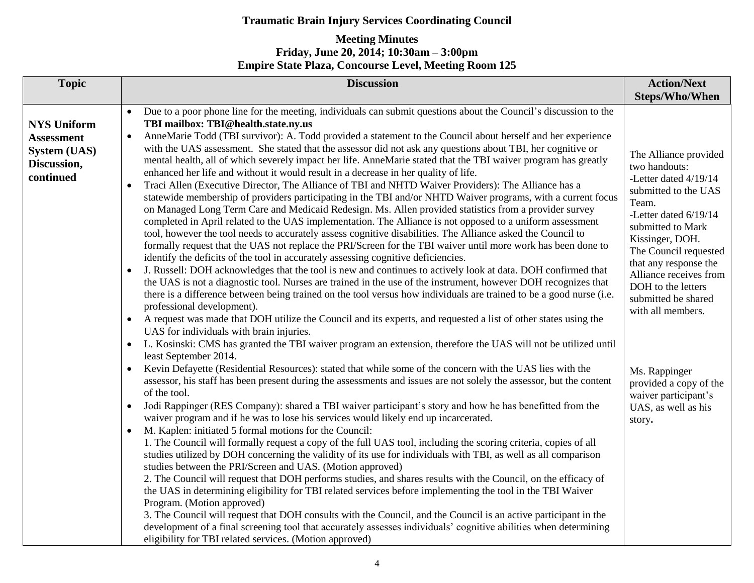**Traumatic Brain Injury Services Coordinating Council**

**Meeting Minutes**
**Friday, June 20, 2014; 10:30am – 3:00pm**
**Empire State Plaza, Concourse Level, Meeting Room 125**

| Topic | Discussion | Action/Next Steps/Who/When |
|---|---|---|
| **NYS Uniform Assessment System (UAS) Discussion, continued** | • Due to a poor phone line for the meeting, individuals can submit questions about the Council's discussion to the **TBI mailbox: TBI@health.state.ny.us**<br>• AnneMarie Todd (TBI survivor): A. Todd provided a statement to the Council about herself and her experience with the UAS assessment. She stated that the assessor did not ask any questions about TBI, her cognitive or mental health, all of which severely impact her life. AnneMarie stated that the TBI waiver program has greatly enhanced her life and without it would result in a decrease in her quality of life.<br>• Traci Allen (Executive Director, The Alliance of TBI and NHTD Waiver Providers): The Alliance has a statewide membership of providers participating in the TBI and/or NHTD Waiver programs, with a current focus on Managed Long Term Care and Medicaid Redesign. Ms. Allen provided statistics from a provider survey completed in April related to the UAS implementation. The Alliance is not opposed to a uniform assessment tool, however the tool needs to accurately assess cognitive disabilities. The Alliance asked the Council to formally request that the UAS not replace the PRI/Screen for the TBI waiver until more work has been done to identify the deficits of the tool in accurately assessing cognitive deficiencies.<br>• J. Russell: DOH acknowledges that the tool is new and continues to actively look at data. DOH confirmed that the UAS is not a diagnostic tool. Nurses are trained in the use of the instrument, however DOH recognizes that there is a difference between being trained on the tool versus how individuals are trained to be a good nurse (i.e. professional development).<br>• A request was made that DOH utilize the Council and its experts, and requested a list of other states using the UAS for individuals with brain injuries.<br>• L. Kosinski: CMS has granted the TBI waiver program an extension, therefore the UAS will not be utilized until least September 2014.<br>• Kevin Defayette (Residential Resources): stated that while some of the concern with the UAS lies with the assessor, his staff has been present during the assessments and issues are not solely the assessor, but the content of the tool.<br>• Jodi Rappinger (RES Company): shared a TBI waiver participant's story and how he has benefitted from the waiver program and if he was to lose his services would likely end up incarcerated.<br>• M. Kaplen: initiated 5 formal motions for the Council:<br>1. The Council will formally request a copy of the full UAS tool, including the scoring criteria, copies of all studies utilized by DOH concerning the validity of its use for individuals with TBI, as well as all comparison studies between the PRI/Screen and UAS. (Motion approved)<br>2. The Council will request that DOH performs studies, and shares results with the Council, on the efficacy of the UAS in determining eligibility for TBI related services before implementing the tool in the TBI Waiver Program. (Motion approved)<br>3. The Council will request that DOH consults with the Council, and the Council is an active participant in the development of a final screening tool that accurately assesses individuals' cognitive abilities when determining eligibility for TBI related services. (Motion approved) | The Alliance provided two handouts:<br>-Letter dated 4/19/14 submitted to the UAS Team.<br>-Letter dated 6/19/14 submitted to Mark Kissinger, DOH.<br>The Council requested that any response the Alliance receives from DOH to the letters submitted be shared with all members.<br><br>Ms. Rappinger provided a copy of the waiver participant's UAS, as well as his story. |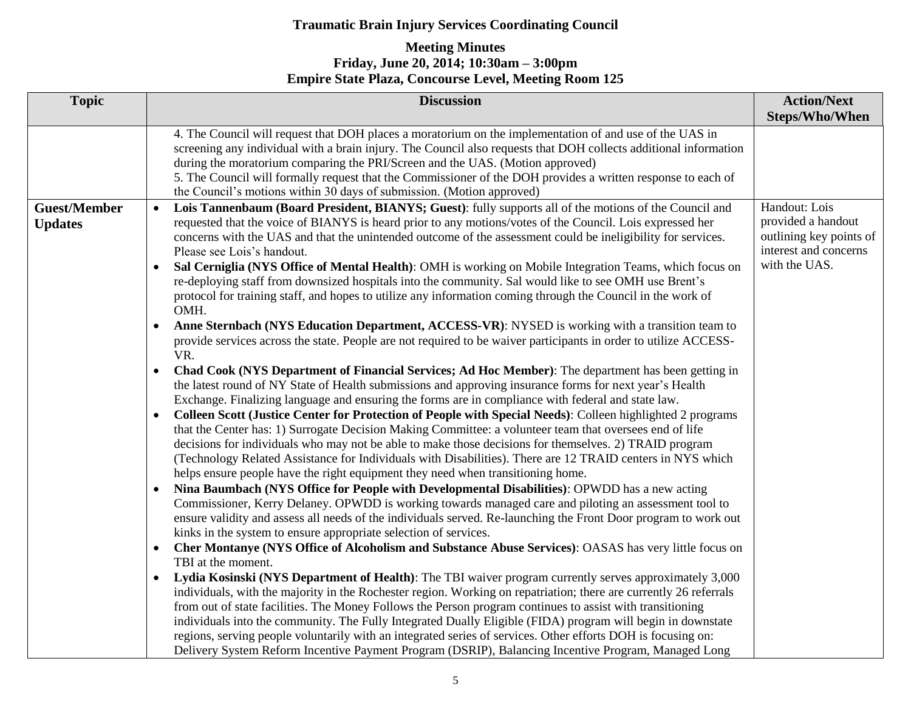**Traumatic Brain Injury Services Coordinating Council**

**Meeting Minutes**
**Friday, June 20, 2014; 10:30am – 3:00pm**
**Empire State Plaza, Concourse Level, Meeting Room 125**

| Topic | Discussion | Action/Next Steps/Who/When |
|---|---|---|
| | 4. The Council will request that DOH places a moratorium on the implementation of and use of the UAS in screening any individual with a brain injury. The Council also requests that DOH collects additional information during the moratorium comparing the PRI/Screen and the UAS. (Motion approved)<br>5. The Council will formally request that the Commissioner of the DOH provides a written response to each of the Council's motions within 30 days of submission. (Motion approved) | |
| **Guest/Member Updates** | • **Lois Tannenbaum (Board President, BIANYS; Guest)**: fully supports all of the motions of the Council and requested that the voice of BIANYS is heard prior to any motions/votes of the Council. Lois expressed her concerns with the UAS and that the unintended outcome of the assessment could be ineligibility for services. Please see Lois's handout.<br>• **Sal Cerniglia (NYS Office of Mental Health)**: OMH is working on Mobile Integration Teams, which focus on re-deploying staff from downsized hospitals into the community. Sal would like to see OMH use Brent's protocol for training staff, and hopes to utilize any information coming through the Council in the work of OMH.<br>• **Anne Sternbach (NYS Education Department, ACCESS-VR)**: NYSED is working with a transition team to provide services across the state. People are not required to be waiver participants in order to utilize ACCESS-VR.<br>• **Chad Cook (NYS Department of Financial Services; Ad Hoc Member)**: The department has been getting in the latest round of NY State of Health submissions and approving insurance forms for next year's Health Exchange. Finalizing language and ensuring the forms are in compliance with federal and state law.<br>• **Colleen Scott (Justice Center for Protection of People with Special Needs)**: Colleen highlighted 2 programs that the Center has: 1) Surrogate Decision Making Committee: a volunteer team that oversees end of life decisions for individuals who may not be able to make those decisions for themselves. 2) TRAID program (Technology Related Assistance for Individuals with Disabilities). There are 12 TRAID centers in NYS which helps ensure people have the right equipment they need when transitioning home.<br>• **Nina Baumbach (NYS Office for People with Developmental Disabilities)**: OPWDD has a new acting Commissioner, Kerry Delaney. OPWDD is working towards managed care and piloting an assessment tool to ensure validity and assess all needs of the individuals served. Re-launching the Front Door program to work out kinks in the system to ensure appropriate selection of services.<br>• **Cher Montanye (NYS Office of Alcoholism and Substance Abuse Services)**: OASAS has very little focus on TBI at the moment.<br>• **Lydia Kosinski (NYS Department of Health)**: The TBI waiver program currently serves approximately 3,000 individuals, with the majority in the Rochester region. Working on repatriation; there are currently 26 referrals from out of state facilities. The Money Follows the Person program continues to assist with transitioning individuals into the community. The Fully Integrated Dually Eligible (FIDA) program will begin in downstate regions, serving people voluntarily with an integrated series of services. Other efforts DOH is focusing on: Delivery System Reform Incentive Payment Program (DSRIP), Balancing Incentive Program, Managed Long | Handout: Lois provided a handout outlining key points of interest and concerns with the UAS. |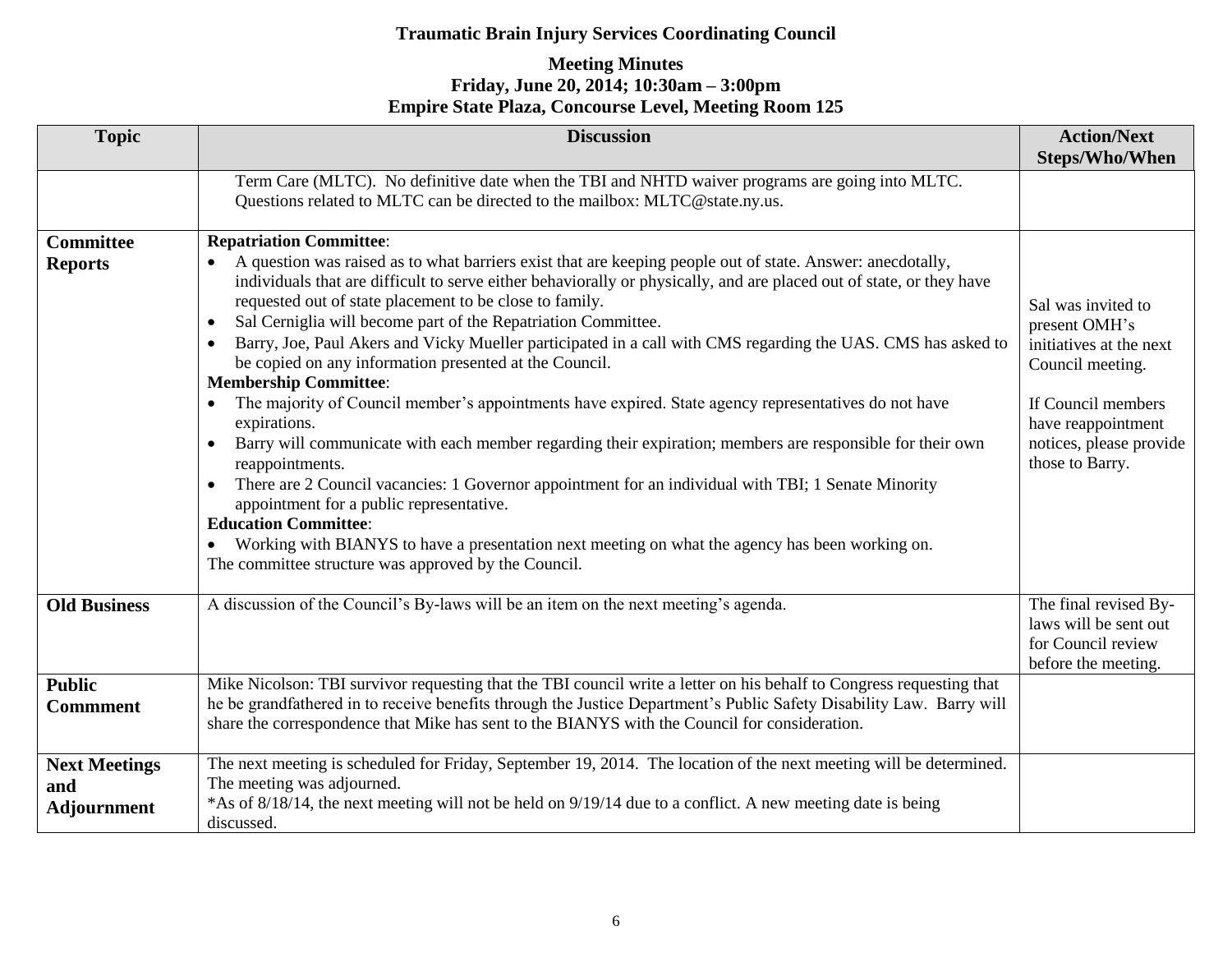# Traumatic Brain Injury Services Coordinating Council

## Meeting Minutes
### Friday, June 20, 2014; 10:30am – 3:00pm
### Empire State Plaza, Concourse Level, Meeting Room 125

| Topic | Discussion | Action/Next Steps/Who/When |
|---|---|---|
| | Term Care (MLTC). No definitive date when the TBI and NHTD waiver programs are going into MLTC. Questions related to MLTC can be directed to the mailbox: MLTC@state.ny.us. | |
| **Committee Reports** | **Repatriation Committee**: <br>• A question was raised as to what barriers exist that are keeping people out of state. Answer: anecdotally, individuals that are difficult to serve either behaviorally or physically, and are placed out of state, or they have requested out of state placement to be close to family. <br>• Sal Cerniglia will become part of the Repatriation Committee. <br>• Barry, Joe, Paul Akers and Vicky Mueller participated in a call with CMS regarding the UAS. CMS has asked to be copied on any information presented at the Council. <br>**Membership Committee**: <br>• The majority of Council member's appointments have expired. State agency representatives do not have expirations. <br>• Barry will communicate with each member regarding their expiration; members are responsible for their own reappointments. <br>• There are 2 Council vacancies: 1 Governor appointment for an individual with TBI; 1 Senate Minority appointment for a public representative. <br>**Education Committee**: <br>• Working with BIANYS to have a presentation next meeting on what the agency has been working on. <br>The committee structure was approved by the Council. | Sal was invited to present OMH's initiatives at the next Council meeting. <br><br>If Council members have reappointment notices, please provide those to Barry. |
| **Old Business** | A discussion of the Council's By-laws will be an item on the next meeting's agenda. | The final revised By-laws will be sent out for Council review before the meeting. |
| **Public Commment** | Mike Nicolson: TBI survivor requesting that the TBI council write a letter on his behalf to Congress requesting that he be grandfathered in to receive benefits through the Justice Department's Public Safety Disability Law. Barry will share the correspondence that Mike has sent to the BIANYS with the Council for consideration. | |
| **Next Meetings and Adjournment** | The next meeting is scheduled for Friday, September 19, 2014. The location of the next meeting will be determined. The meeting was adjourned. <br>*As of 8/18/14, the next meeting will not be held on 9/19/14 due to a conflict. A new meeting date is being discussed. | |